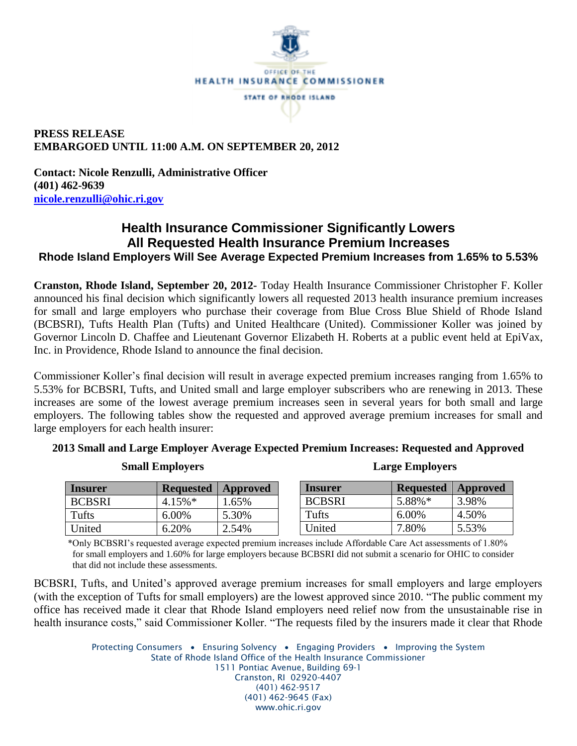OFFICE OF THE
HEALTH INSURANCE COMMISSIONER
STATE OF RHODE ISLAND

**PRESS RELEASE**
**EMBARGOED UNTIL 11:00 A.M. ON SEPTEMBER 20, 2012**

**Contact: Nicole Renzulli, Administrative Officer**
**(401) 462-9639**
**nicole.renzulli@ohic.ri.gov**

# Health Insurance Commissioner Significantly Lowers All Requested Health Insurance Premium Increases

### Rhode Island Employers Will See Average Expected Premium Increases from 1.65% to 5.53%

**Cranston, Rhode Island, September 20, 2012**- Today Health Insurance Commissioner Christopher F. Koller announced his final decision which significantly lowers all requested 2013 health insurance premium increases for small and large employers who purchase their coverage from Blue Cross Blue Shield of Rhode Island (BCBSRI), Tufts Health Plan (Tufts) and United Healthcare (United). Commissioner Koller was joined by Governor Lincoln D. Chaffee and Lieutenant Governor Elizabeth H. Roberts at a public event held at EpiVax, Inc. in Providence, Rhode Island to announce the final decision.

Commissioner Koller's final decision will result in average expected premium increases ranging from 1.65% to 5.53% for BCBSRI, Tufts, and United small and large employer subscribers who are renewing in 2013. These increases are some of the lowest average premium increases seen in several years for both small and large employers. The following tables show the requested and approved average premium increases for small and large employers for each health insurer:

**2013 Small and Large Employer Average Expected Premium Increases: Requested and Approved**

**Small Employers**

| Insurer | Requested | Approved |
|---|---|---|
| BCBSRI | 4.15%* | 1.65% |
| Tufts | 6.00% | 5.30% |
| United | 6.20% | 2.54% |

**Large Employers**

| Insurer | Requested | Approved |
|---|---|---|
| BCBSRI | 5.88%* | 3.98% |
| Tufts | 6.00% | 4.50% |
| United | 7.80% | 5.53% |

*Only BCBSRI's requested average expected premium increases include Affordable Care Act assessments of 1.80% for small employers and 1.60% for large employers because BCBSRI did not submit a scenario for OHIC to consider that did not include these assessments.

BCBSRI, Tufts, and United's approved average premium increases for small employers and large employers (with the exception of Tufts for small employers) are the lowest approved since 2010. "The public comment my office has received made it clear that Rhode Island employers need relief now from the unsustainable rise in health insurance costs," said Commissioner Koller. "The requests filed by the insurers made it clear that Rhode

Protecting Consumers • Ensuring Solvency • Engaging Providers • Improving the System
State of Rhode Island Office of the Health Insurance Commissioner
1511 Pontiac Avenue, Building 69-1
Cranston, RI 02920-4407
(401) 462-9517
(401) 462-9645 (Fax)
www.ohic.ri.gov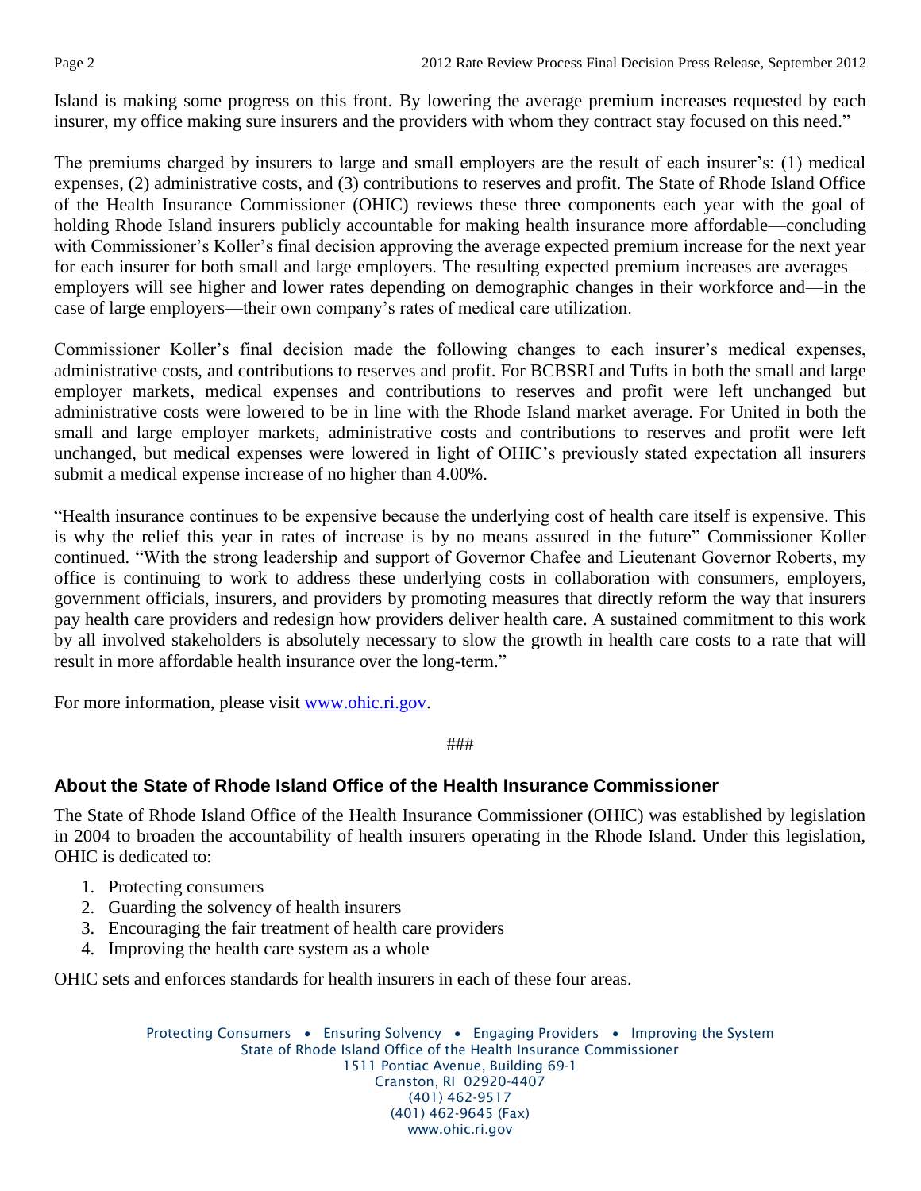Island is making some progress on this front. By lowering the average premium increases requested by each insurer, my office making sure insurers and the providers with whom they contract stay focused on this need."

The premiums charged by insurers to large and small employers are the result of each insurer's: (1) medical expenses, (2) administrative costs, and (3) contributions to reserves and profit. The State of Rhode Island Office of the Health Insurance Commissioner (OHIC) reviews these three components each year with the goal of holding Rhode Island insurers publicly accountable for making health insurance more affordable—concluding with Commissioner's Koller's final decision approving the average expected premium increase for the next year for each insurer for both small and large employers. The resulting expected premium increases are averages—employers will see higher and lower rates depending on demographic changes in their workforce and—in the case of large employers—their own company's rates of medical care utilization.

Commissioner Koller's final decision made the following changes to each insurer's medical expenses, administrative costs, and contributions to reserves and profit. For BCBSRI and Tufts in both the small and large employer markets, medical expenses and contributions to reserves and profit were left unchanged but administrative costs were lowered to be in line with the Rhode Island market average. For United in both the small and large employer markets, administrative costs and contributions to reserves and profit were left unchanged, but medical expenses were lowered in light of OHIC's previously stated expectation all insurers submit a medical expense increase of no higher than 4.00%.

"Health insurance continues to be expensive because the underlying cost of health care itself is expensive. This is why the relief this year in rates of increase is by no means assured in the future" Commissioner Koller continued. "With the strong leadership and support of Governor Chafee and Lieutenant Governor Roberts, my office is continuing to work to address these underlying costs in collaboration with consumers, employers, government officials, insurers, and providers by promoting measures that directly reform the way that insurers pay health care providers and redesign how providers deliver health care. A sustained commitment to this work by all involved stakeholders is absolutely necessary to slow the growth in health care costs to a rate that will result in more affordable health insurance over the long-term."

For more information, please visit [www.ohic.ri.gov](http://www.ohic.ri.gov).

###

## About the State of Rhode Island Office of the Health Insurance Commissioner

The State of Rhode Island Office of the Health Insurance Commissioner (OHIC) was established by legislation in 2004 to broaden the accountability of health insurers operating in the Rhode Island. Under this legislation, OHIC is dedicated to:

1. Protecting consumers
2. Guarding the solvency of health insurers
3. Encouraging the fair treatment of health care providers
4. Improving the health care system as a whole

OHIC sets and enforces standards for health insurers in each of these four areas.

Protecting Consumers • Ensuring Solvency • Engaging Providers • Improving the System
State of Rhode Island Office of the Health Insurance Commissioner
1511 Pontiac Avenue, Building 69-1
Cranston, RI 02920-4407
(401) 462-9517
(401) 462-9645 (Fax)
www.ohic.ri.gov